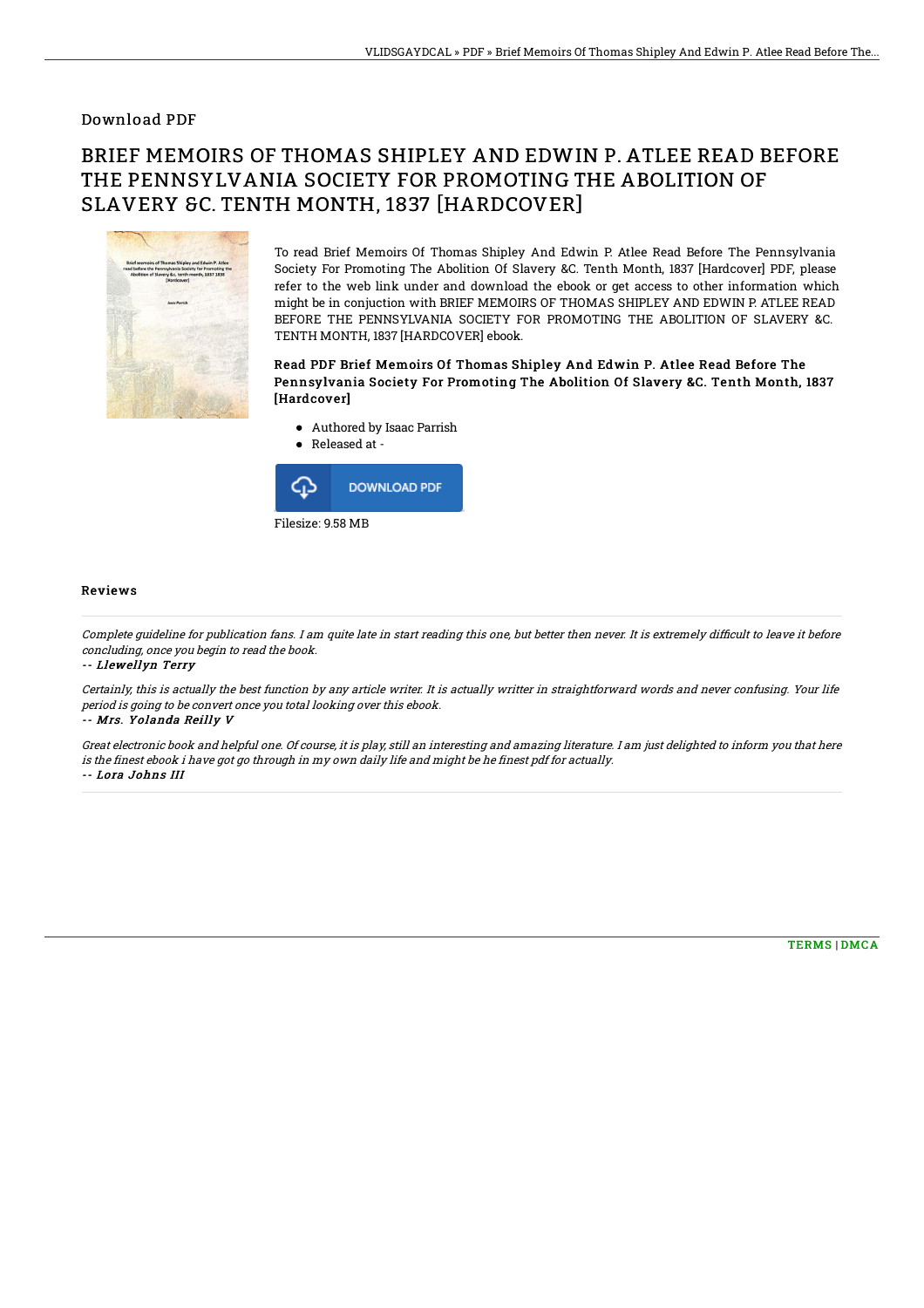Download PDF

# BRIEF MEMOIRS OF THOMAS SHIPLEY AND EDWIN P. ATLEE READ BEFORE THE PENNSYLVANIA SOCIETY FOR PROMOTING THE ABOLITION OF SLAVERY &C. TENTH MONTH, 1837 [HARDCOVER]

To read Brief Memoirs Of Thomas Shipley And Edwin P. Atlee Read Before The Pennsylvania Society For Promoting The Abolition Of Slavery &C. Tenth Month, 1837 [Hardcover] PDF, please refer to the web link under and download the ebook or get access to other information which might be in conjuction with BRIEF MEMOIRS OF THOMAS SHIPLEY AND EDWIN P. ATLEE READ BEFORE THE PENNSYLVANIA SOCIETY FOR PROMOTING THE ABOLITION OF SLAVERY &C. TENTH MONTH, 1837 [HARDCOVER] ebook.

### Read PDF Brief Memoirs Of Thomas Shipley And Edwin P. Atlee Read Before The Pennsylvania Society For Promoting The Abolition Of Slavery &C. Tenth Month, 1837 [Hardcover]

- Authored by Isaac Parrish
- Released at -

DOWNLOAD PDF

Filesize: 9.58 MB

## Reviews

*Complete guideline for publication fans. I am quite late in start reading this one, but better then never. It is extremely difficult to leave it before concluding, once you begin to read the book.*

*-- Llewellyn Terry*

*Certainly, this is actually the best function by any article writer. It is actually writter in straightforward words and never confusing. Your life period is going to be convert once you total looking over this ebook.*

*-- Mrs. Yolanda Reilly V*

*Great electronic book and helpful one. Of course, it is play, still an interesting and amazing literature. I am just delighted to inform you that here is the finest ebook i have got go through in my own daily life and might be he finest pdf for actually.*

*-- Lora Johns III*

TERMS | DMCA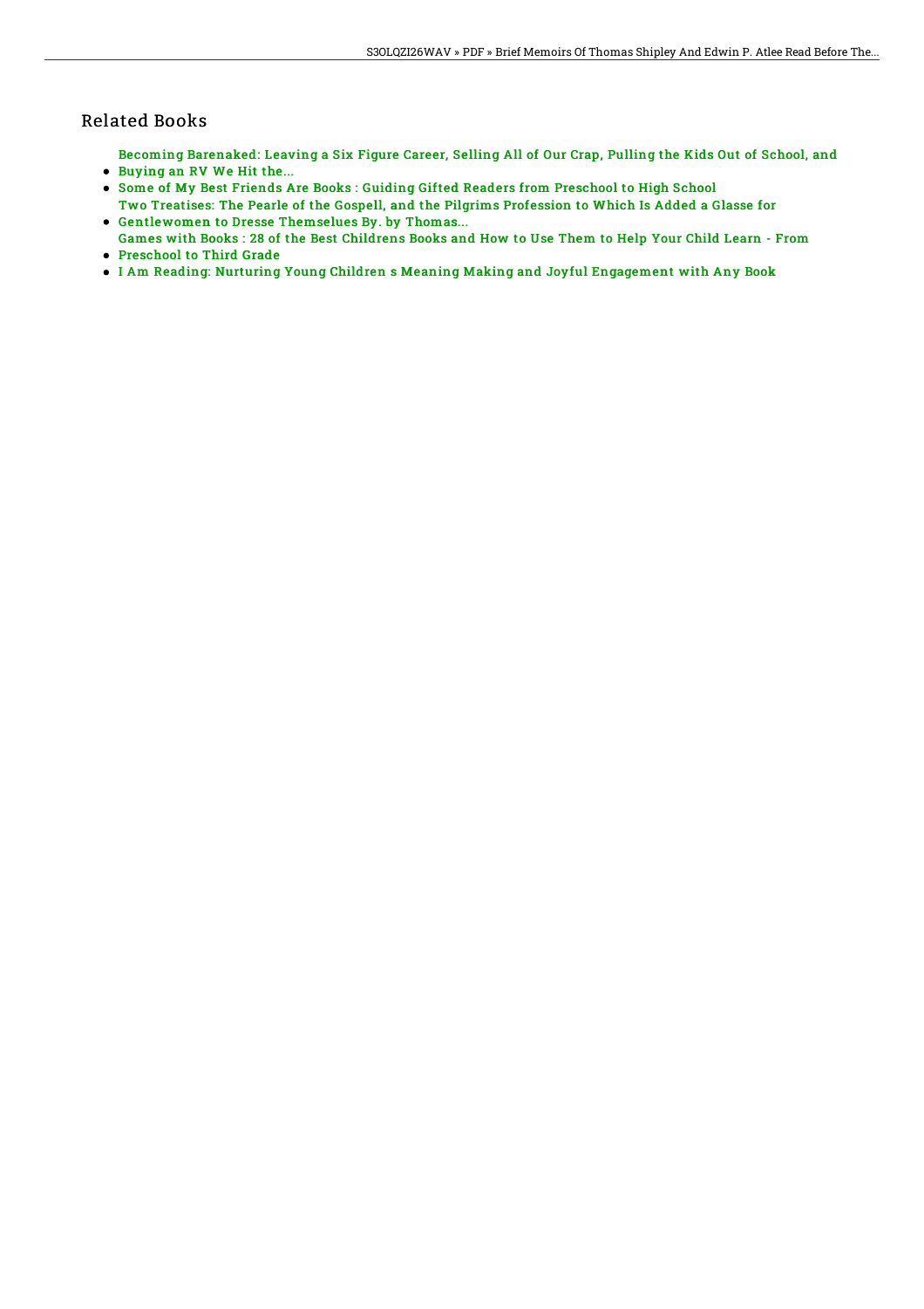## Related Books

- Becoming Barenaked: Leaving a Six Figure Career, Selling All of Our Crap, Pulling the Kids Out of School, and Buying an RV We Hit the...
- Some of My Best Friends Are Books : Guiding Gifted Readers from Preschool to High School
- Two Treatises: The Pearle of the Gospell, and the Pilgrims Profession to Which Is Added a Glasse for Gentlewomen to Dresse Themselues By. by Thomas...
- Games with Books : 28 of the Best Childrens Books and How to Use Them to Help Your Child Learn - From Preschool to Third Grade
- I Am Reading: Nurturing Young Children s Meaning Making and Joyful Engagement with Any Book